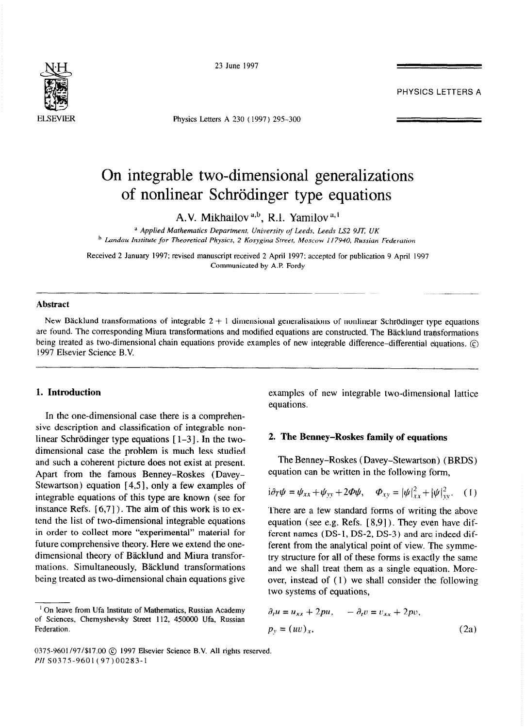# On integrable two-dimensional generalizations of nonlinear Schrödinger type equations

A.V. Mikhailov [a,b], R.I. Yamilov [a,1]

[a] Applied Mathematics Department, University of Leeds, Leeds LS2 9JT, UK

[b] Landau Institute for Theoretical Physics, 2 Kosygina Street, Moscow 117940, Russian Federation

Received 2 January 1997; revised manuscript received 2 April 1997; accepted for publication 9 April 1997
Communicated by A.P. Fordy

## Abstract

New Bäcklund transformations of integrable 2 + 1 dimensional generalisations of nonlinear Schrödinger type equations are found. The corresponding Miura transformations and modified equations are constructed. The Bäcklund transformations being treated as two-dimensional chain equations provide examples of new integrable difference-differential equations. © 1997 Elsevier Science B.V.

## 1. Introduction

In the one-dimensional case there is a comprehensive description and classification of integrable nonlinear Schrödinger type equations [1-3]. In the two-dimensional case the problem is much less studied and such a coherent picture does not exist at present. Apart from the famous Benney-Roskes (Davey-Stewartson) equation [4,5], only a few examples of integrable equations of this type are known (see for instance Refs. [6,7]). The aim of this work is to extend the list of two-dimensional integrable equations in order to collect more "experimental" material for future comprehensive theory. Here we extend the one-dimensional theory of Bäcklund and Miura transformations. Simultaneously, Bäcklund transformations being treated as two-dimensional chain equations give examples of new integrable two-dimensional lattice equations.

## 2. The Benney-Roskes family of equations

The Benney-Roskes (Davey-Stewartson) (BRDS) equation can be written in the following form,

$$\mathrm{i}\partial_T \psi = \psi_{xx} + \psi_{yy} + 2\Phi\psi, \quad \Phi_{xy} = |\psi|^2_{xx} + |\psi|^2_{yy}. \quad (1)$$

There are a few standard forms of writing the above equation (see e.g. Refs. [8,9]). They even have different names (DS-1, DS-2, DS-3) and are indeed different from the analytical point of view. The symmetry structure for all of these forms is exactly the same and we shall treat them as a single equation. Moreover, instead of (1) we shall consider the following two systems of equations,

$$\partial_t u = u_{xx} + 2pu, \quad -\partial_t v = v_{xx} + 2pv,$$
$$p_y = (uv)_x, \quad (2a)$$

---

[1] On leave from Ufa Institute of Mathematics, Russian Academy of Sciences, Chernyshevsky Street 112, 450000 Ufa, Russian Federation.

0375-9601/97/$17.00 © 1997 Elsevier Science B.V. All rights reserved.
PII S0375-9601(97)00283-1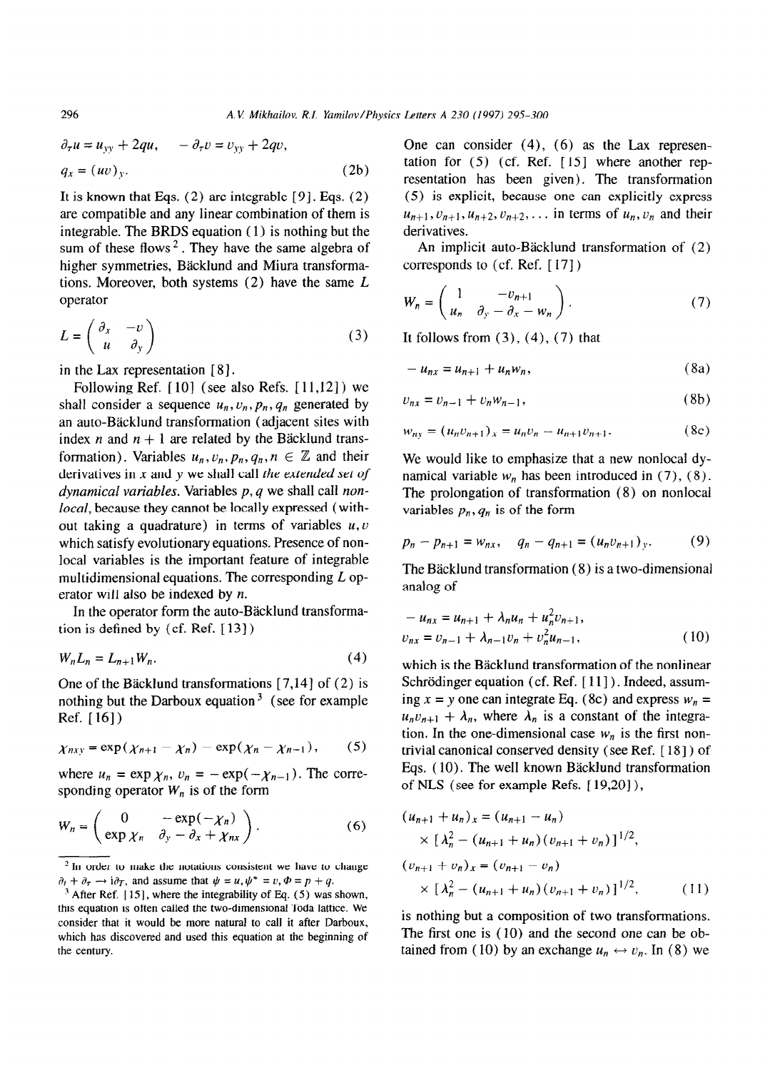$$\partial_T u = u_{yy} + 2qu, \qquad -\partial_T v = v_{yy} + 2qv,$$
$$q_x = (uv)_y. \tag{2b}$$

It is known that Eqs. (2) are integrable [9]. Eqs. (2) are compatible and any linear combination of them is integrable. The BRDS equation (1) is nothing but the sum of these flows [2]. They have the same algebra of higher symmetries, Bäcklund and Miura transformations. Moreover, both systems (2) have the same $L$ operator

$$L = \begin{pmatrix} \partial_x & -v \\ u & \partial_y \end{pmatrix} \tag{3}$$

in the Lax representation [8].

Following Ref. [10] (see also Refs. [11,12]) we shall consider a sequence $u_n, v_n, p_n, q_n$ generated by an auto-Bäcklund transformation (adjacent sites with index $n$ and $n+1$ are related by the Bäcklund transformation). Variables $u_n, v_n, p_n, q_n, n \in \mathbb{Z}$ and their derivatives in $x$ and $y$ we shall call *the extended set of dynamical variables*. Variables $p, q$ we shall call *nonlocal*, because they cannot be locally expressed (without taking a quadrature) in terms of variables $u, v$ which satisfy evolutionary equations. Presence of nonlocal variables is the important feature of integrable multidimensional equations. The corresponding $L$ operator will also be indexed by $n$.

In the operator form the auto-Bäcklund transformation is defined by (cf. Ref. [13])

$$W_n L_n = L_{n+1} W_n. \tag{4}$$

One of the Bäcklund transformations [7,14] of (2) is nothing but the Darboux equation [3] (see for example Ref. [16])

$$\chi_{nxy} = \exp(\chi_{n+1} - \chi_n) - \exp(\chi_n - \chi_{n-1}), \tag{5}$$

where $u_n = \exp \chi_n$, $v_n = -\exp(-\chi_{n-1})$. The corresponding operator $W_n$ is of the form

$$W_n = \begin{pmatrix} 0 & -\exp(-\chi_n) \\ \exp \chi_n & \partial_y - \partial_x + \chi_{nx} \end{pmatrix}. \tag{6}$$

One can consider (4), (6) as the Lax representation for (5) (cf. Ref. [15] where another representation has been given). The transformation (5) is explicit, because one can explicitly express $u_{n+1}, v_{n+1}, u_{n+2}, v_{n+2}, \ldots$ in terms of $u_n, v_n$ and their derivatives.

An implicit auto-Bäcklund transformation of (2) corresponds to (cf. Ref. [17])

$$W_n = \begin{pmatrix} 1 & -v_{n+1} \\ u_n & \partial_y - \partial_x - w_n \end{pmatrix}. \tag{7}$$

It follows from (3), (4), (7) that

$$-u_{nx} = u_{n+1} + u_n w_n, \tag{8a}$$

$$v_{nx} = v_{n-1} + v_n w_{n-1}, \tag{8b}$$

$$w_{ny} = (u_n v_{n+1})_x = u_n v_n - u_{n+1} v_{n+1}. \tag{8c}$$

We would like to emphasize that a new nonlocal dynamical variable $w_n$ has been introduced in (7), (8). The prolongation of transformation (8) on nonlocal variables $p_n, q_n$ is of the form

$$p_n - p_{n+1} = w_{nx}, \qquad q_n - q_{n+1} = (u_n v_{n+1})_y. \tag{9}$$

The Bäcklund transformation (8) is a two-dimensional analog of

$$-u_{nx} = u_{n+1} + \lambda_n u_n + u_n^2 v_{n+1},$$
$$v_{nx} = v_{n-1} + \lambda_{n-1} v_n + v_n^2 u_{n-1}, \tag{10}$$

which is the Bäcklund transformation of the nonlinear Schrödinger equation (cf. Ref. [11]). Indeed, assuming $x = y$ one can integrate Eq. (8c) and express $w_n = u_n v_{n+1} + \lambda_n$, where $\lambda_n$ is a constant of the integration. In the one-dimensional case $w_n$ is the first nontrivial canonical conserved density (see Ref. [18]) of Eqs. (10). The well known Bäcklund transformation of NLS (see for example Refs. [19,20]),

$$(u_{n+1} + u_n)_x = (u_{n+1} - u_n) \times [\lambda_n^2 - (u_{n+1} + u_n)(v_{n+1} + v_n)]^{1/2},$$
$$(v_{n+1} + v_n)_x = (v_{n+1} - v_n) \times [\lambda_n^2 - (u_{n+1} + u_n)(v_{n+1} + v_n)]^{1/2}, \tag{11}$$

is nothing but a composition of two transformations. The first one is (10) and the second one can be obtained from (10) by an exchange $u_n \leftrightarrow v_n$. In (8) we

---

[2] In order to make the notations consistent we have to change $\partial_t + \partial_\tau \to i\partial_T$, and assume that $\psi = u, \psi^* = v, \Phi = p + q$.

[3] After Ref. [15], where the integrability of Eq. (5) was shown, this equation is often called the two-dimensional Toda lattice. We consider that it would be more natural to call it after Darboux, which has discovered and used this equation at the beginning of the century.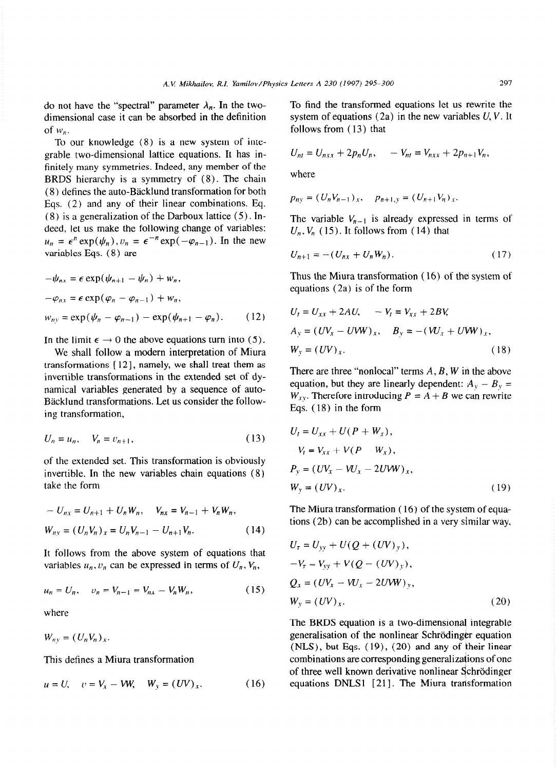do not have the "spectral" parameter $\lambda_n$. In the two-dimensional case it can be absorbed in the definition of $w_n$.

To our knowledge (8) is a new system of integrable two-dimensional lattice equations. It has infinitely many symmetries. Indeed, any member of the BRDS hierarchy is a symmetry of (8). The chain (8) defines the auto-Bäcklund transformation for both Eqs. (2) and any of their linear combinations. Eq. (8) is a generalization of the Darboux lattice (5). Indeed, let us make the following change of variables: $u_n = \epsilon^n \exp(\psi_n), v_n = \epsilon^{-n}\exp(-\varphi_{n-1})$. In the new variables Eqs. (8) are

$$
\begin{aligned}
&-\psi_{nx} = \epsilon \exp(\psi_{n+1} - \psi_n) + w_n,\\
&-\varphi_{nx} = \epsilon \exp(\varphi_n - \varphi_{n-1}) + w_n,\\
&w_{ny} = \exp(\psi_n - \varphi_{n-1}) - \exp(\psi_{n+1} - \varphi_n). \qquad (12)
\end{aligned}
$$

In the limit $\epsilon \to 0$ the above equations turn into (5).

We shall follow a modern interpretation of Miura transformations [12], namely, we shall treat them as invertible transformations in the extended set of dynamical variables generated by a sequence of auto-Bäcklund transformations. Let us consider the following transformation,

$$
U_n = u_n, \quad V_n = v_{n+1}, \qquad (13)
$$

of the extended set. This transformation is obviously invertible. In the new variables chain equations (8) take the form

$$
\begin{aligned}
&-U_{nx} = U_{n+1} + U_n W_n, \quad V_{nx} = V_{n-1} + V_n W_n,\\
&W_{ny} = (U_n V_n)_x = U_n V_{n-1} - U_{n+1} V_n. \qquad (14)
\end{aligned}
$$

It follows from the above system of equations that variables $u_n, v_n$ can be expressed in terms of $U_n, V_n$,

$$
u_n = U_n, \quad v_n = V_{n-1} = V_{nx} - V_n W_n, \qquad (15)
$$

where

$$
W_{ny} = (U_n V_n)_x.
$$

This defines a Miura transformation

$$
u = U, \quad v = V_x - VW, \quad W_y = (UV)_x. \qquad (16)
$$

To find the transformed equations let us rewrite the system of equations (2a) in the new variables $U, V$. It follows from (13) that

$$
U_{nt} = U_{nxx} + 2p_n U_n, \quad -V_{nt} = V_{nxx} + 2p_{n+1} V_n,
$$

where

$$
p_{ny} = (U_n V_{n-1})_x, \quad p_{n+1,y} = (U_{n+1} V_n)_x.
$$

The variable $V_{n-1}$ is already expressed in terms of $U_n, V_n$ (15). It follows from (14) that

$$
U_{n+1} = -(U_{nx} + U_n W_n). \qquad (17)
$$

Thus the Miura transformation (16) of the system of equations (2a) is of the form

$$
\begin{aligned}
&U_t = U_{xx} + 2AU, \quad -V_t = V_{xx} + 2BV,\\
&A_y = (UV_x - UVW)_x, \quad B_y = -(VU_x + UVW)_x,\\
&W_y = (UV)_x. \qquad (18)
\end{aligned}
$$

There are three "nonlocal" terms $A, B, W$ in the above equation, but they are linearly dependent: $A_y - B_y = W_{xy}$. Therefore introducing $P = A + B$ we can rewrite Eqs. (18) in the form

$$
\begin{aligned}
&U_t = U_{xx} + U(P + W_x),\\
&-V_t = V_{xx} + V(P - W_x),\\
&P_y = (UV_x - VU_x - 2UVW)_x,\\
&W_y = (UV)_x. \qquad (19)
\end{aligned}
$$

The Miura transformation (16) of the system of equations (2b) can be accomplished in a very similar way,

$$
\begin{aligned}
&U_\tau = U_{yy} + U(Q + (UV)_y),\\
&-V_\tau = V_{yy} + V(Q - (UV)_y),\\
&Q_x = (UV_x - VU_x - 2UVW)_y,\\
&W_y = (UV)_x. \qquad (20)
\end{aligned}
$$

The BRDS equation is a two-dimensional integrable generalisation of the nonlinear Schrödinger equation (NLS), but Eqs. (19), (20) and any of their linear combinations are corresponding generalizations of one of three well known derivative nonlinear Schrödinger equations DNLS1 [21]. The Miura transformation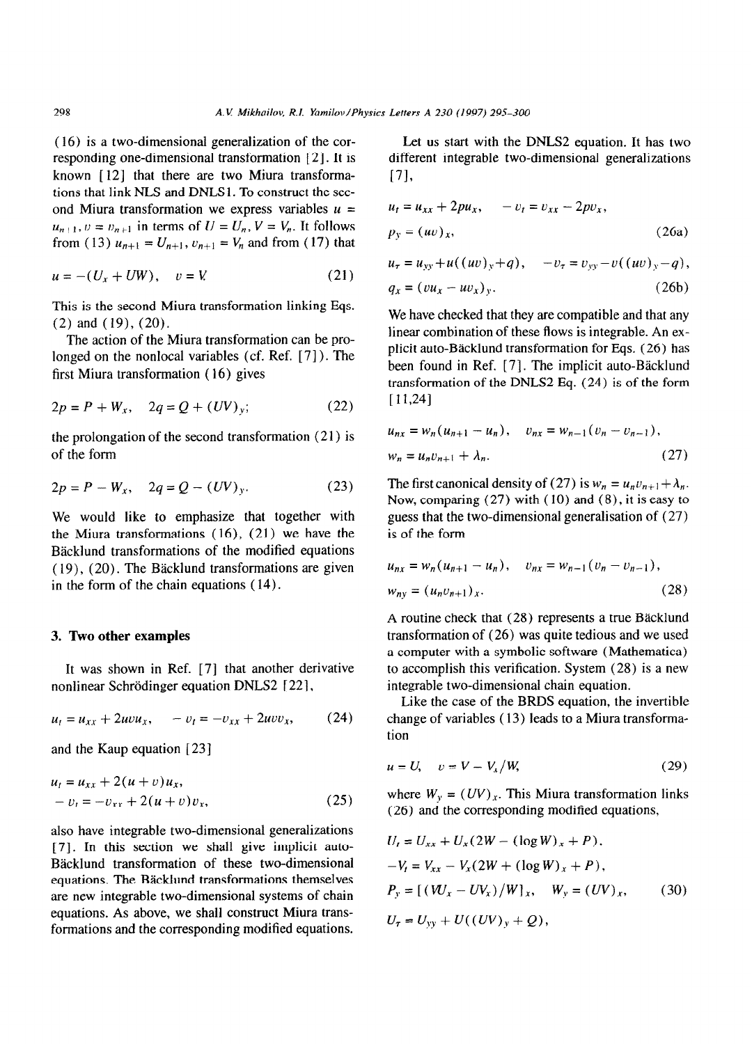(16) is a two-dimensional generalization of the corresponding one-dimensional transformation [2]. It is known [12] that there are two Miura transformations that link NLS and DNLS1. To construct the second Miura transformation we express variables $u = u_{n+1}, v = v_{n+1}$ in terms of $U = U_n, V = V_n$. It follows from (13) $u_{n+1} = U_{n+1}, v_{n+1} = V_n$ and from (17) that

$$u = -(U_x + UW), \quad v = V. \tag{21}$$

This is the second Miura transformation linking Eqs. (2) and (19), (20).

The action of the Miura transformation can be prolonged on the nonlocal variables (cf. Ref. [7]). The first Miura transformation (16) gives

$$2p = P + W_x, \quad 2q = Q + (UV)_y; \tag{22}$$

the prolongation of the second transformation (21) is of the form

$$2p = P - W_x, \quad 2q = Q - (UV)_y. \tag{23}$$

We would like to emphasize that together with the Miura transformations (16), (21) we have the Bäcklund transformations of the modified equations (19), (20). The Bäcklund transformations are given in the form of the chain equations (14).

## 3. Two other examples

It was shown in Ref. [7] that another derivative nonlinear Schrödinger equation DNLS2 [22],

$$u_t = u_{xx} + 2uvu_x, \quad -v_t = -v_{xx} + 2uvv_x, \tag{24}$$

and the Kaup equation [23]

$$u_t = u_{xx} + 2(u+v)u_x,$$
$$-v_t = -v_{xx} + 2(u+v)v_x, \tag{25}$$

also have integrable two-dimensional generalizations [7]. In this section we shall give implicit auto-Bäcklund transformation of these two-dimensional equations. The Bäcklund transformations themselves are new integrable two-dimensional systems of chain equations. As above, we shall construct Miura transformations and the corresponding modified equations.

Let us start with the DNLS2 equation. It has two different integrable two-dimensional generalizations [7],

$$u_t = u_{xx} + 2pu_x, \quad -v_t = v_{xx} - 2pv_x,$$
$$p_y = (uv)_x, \tag{26a}$$

$$u_\tau = u_{yy} + u((uv)_y + q), \quad -v_\tau = v_{yy} - v((uv)_y - q),$$
$$q_x = (vu_x - uv_x)_y. \tag{26b}$$

We have checked that they are compatible and that any linear combination of these flows is integrable. An explicit auto-Bäcklund transformation for Eqs. (26) has been found in Ref. [7]. The implicit auto-Bäcklund transformation of the DNLS2 Eq. (24) is of the form [11,24]

$$u_{nx} = w_n(u_{n+1} - u_n), \quad v_{nx} = w_{n-1}(v_n - v_{n-1}),$$
$$w_n = u_n v_{n+1} + \lambda_n. \tag{27}$$

The first canonical density of (27) is $w_n = u_n v_{n+1} + \lambda_n$. Now, comparing (27) with (10) and (8), it is easy to guess that the two-dimensional generalisation of (27) is of the form

$$u_{nx} = w_n(u_{n+1} - u_n), \quad v_{nx} = w_{n-1}(v_n - v_{n-1}),$$
$$w_{ny} = (u_n v_{n+1})_x. \tag{28}$$

A routine check that (28) represents a true Bäcklund transformation of (26) was quite tedious and we used a computer with a symbolic software (Mathematica) to accomplish this verification. System (28) is a new integrable two-dimensional chain equation.

Like the case of the BRDS equation, the invertible change of variables (13) leads to a Miura transformation

$$u = U, \quad v = V - V_x/W, \tag{29}$$

where $W_y = (UV)_x$. This Miura transformation links (26) and the corresponding modified equations,

$$U_t = U_{xx} + U_x(2W - (\log W)_x + P),$$
$$-V_t = V_{xx} - V_x(2W + (\log W)_x + P),$$
$$P_y = [(VU_x - UV_x)/W]_x, \quad W_y = (UV)_x, \tag{30}$$
$$U_\tau = U_{yy} + U((UV)_y + Q),$$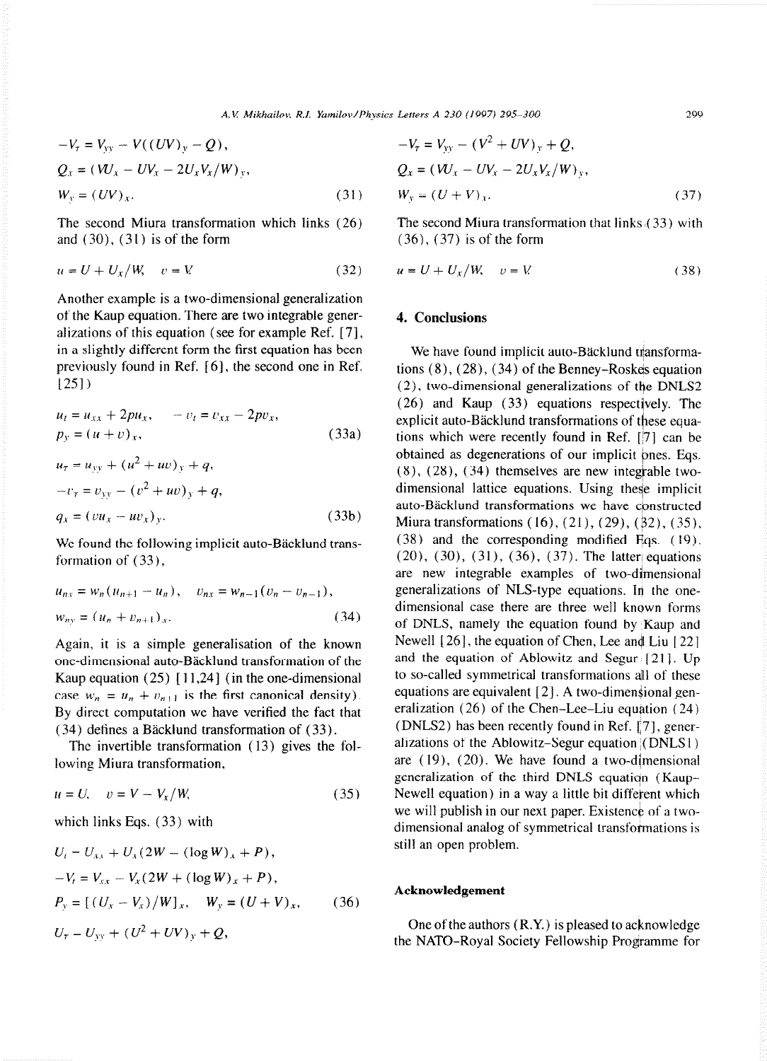$$-V_T = V_{yy} - V((UV)_y - Q),$$

$$Q_x = (VU_x - UV_x - 2U_xV_x/W)_y,$$

$$W_y = (UV)_x. \tag{31}$$

The second Miura transformation which links (26) and (30), (31) is of the form

$$u = U + U_x/W, \quad v = V. \tag{32}$$

Another example is a two-dimensional generalization of the Kaup equation. There are two integrable generalizations of this equation (see for example Ref. [7], in a slightly different form the first equation has been previously found in Ref. [6], the second one in Ref. [25])

$$u_t = u_{xx} + 2pu_x, \quad -v_t = v_{xx} - 2pv_x,$$

$$p_y = (u+v)_x, \tag{33a}$$

$$u_T = u_{yy} + (u^2 + uv)_y + q,$$

$$-v_T = v_{yy} - (v^2 + uv)_y + q,$$

$$q_x = (vu_x - uv_x)_y. \tag{33b}$$

We found the following implicit auto-Bäcklund transformation of (33),

$$u_{nx} = w_n(u_{n+1} - u_n), \quad v_{nx} = w_{n-1}(v_n - v_{n-1}),$$

$$w_{ny} = (u_n + v_{n+1})_x. \tag{34}$$

Again, it is a simple generalisation of the known one-dimensional auto-Bäcklund transformation of the Kaup equation (25) [11,24] (in the one-dimensional case $w_n = u_n + v_{n+1}$ is the first canonical density). By direct computation we have verified the fact that (34) defines a Bäcklund transformation of (33).

The invertible transformation (13) gives the following Miura transformation,

$$u = U, \quad v = V - V_x/W, \tag{35}$$

which links Eqs. (33) with

$$U_t - U_{xx} + U_x(2W - (\log W)_x + P),$$

$$-V_t = V_{xx} - V_x(2W + (\log W)_x + P),$$

$$P_y = [(U_x - V_x)/W]_x, \quad W_y = (U+V)_x, \tag{36}$$

$$U_T - U_{yy} + (U^2 + UV)_y + Q,$$

$$-V_T = V_{yy} - (V^2 + UV)_y + Q,$$

$$Q_x = (VU_x - UV_x - 2U_xV_x/W)_y,$$

$$W_y = (U+V)_x. \tag{37}$$

The second Miura transformation that links (33) with (36), (37) is of the form

$$u = U + U_x/W, \quad v = V. \tag{38}$$

## 4. Conclusions

We have found implicit auto-Bäcklund transformations (8), (28), (34) of the Benney–Roskes equation (2), two-dimensional generalizations of the DNLS2 (26) and Kaup (33) equations respectively. The explicit auto-Bäcklund transformations of these equations which were recently found in Ref. [7] can be obtained as degenerations of our implicit ones. Eqs. (8), (28), (34) themselves are new integrable two-dimensional lattice equations. Using these implicit auto-Bäcklund transformations we have constructed Miura transformations (16), (21), (29), (32), (35), (38) and the corresponding modified Eqs. (19), (20), (30), (31), (36), (37). The latter equations are new integrable examples of two-dimensional generalizations of NLS-type equations. In the one-dimensional case there are three well known forms of DNLS, namely the equation found by Kaup and Newell [26], the equation of Chen, Lee and Liu [22] and the equation of Ablowitz and Segur [21]. Up to so-called symmetrical transformations all of these equations are equivalent [2]. A two-dimensional generalization (26) of the Chen–Lee–Liu equation (24) (DNLS2) has been recently found in Ref. [7], generalizations of the Ablowitz–Segur equation (DNLS1) are (19), (20). We have found a two-dimensional generalization of the third DNLS equation (Kaup–Newell equation) in a way a little bit different which we will publish in our next paper. Existence of a two-dimensional analog of symmetrical transformations is still an open problem.

### Acknowledgement

One of the authors (R.Y.) is pleased to acknowledge the NATO–Royal Society Fellowship Programme for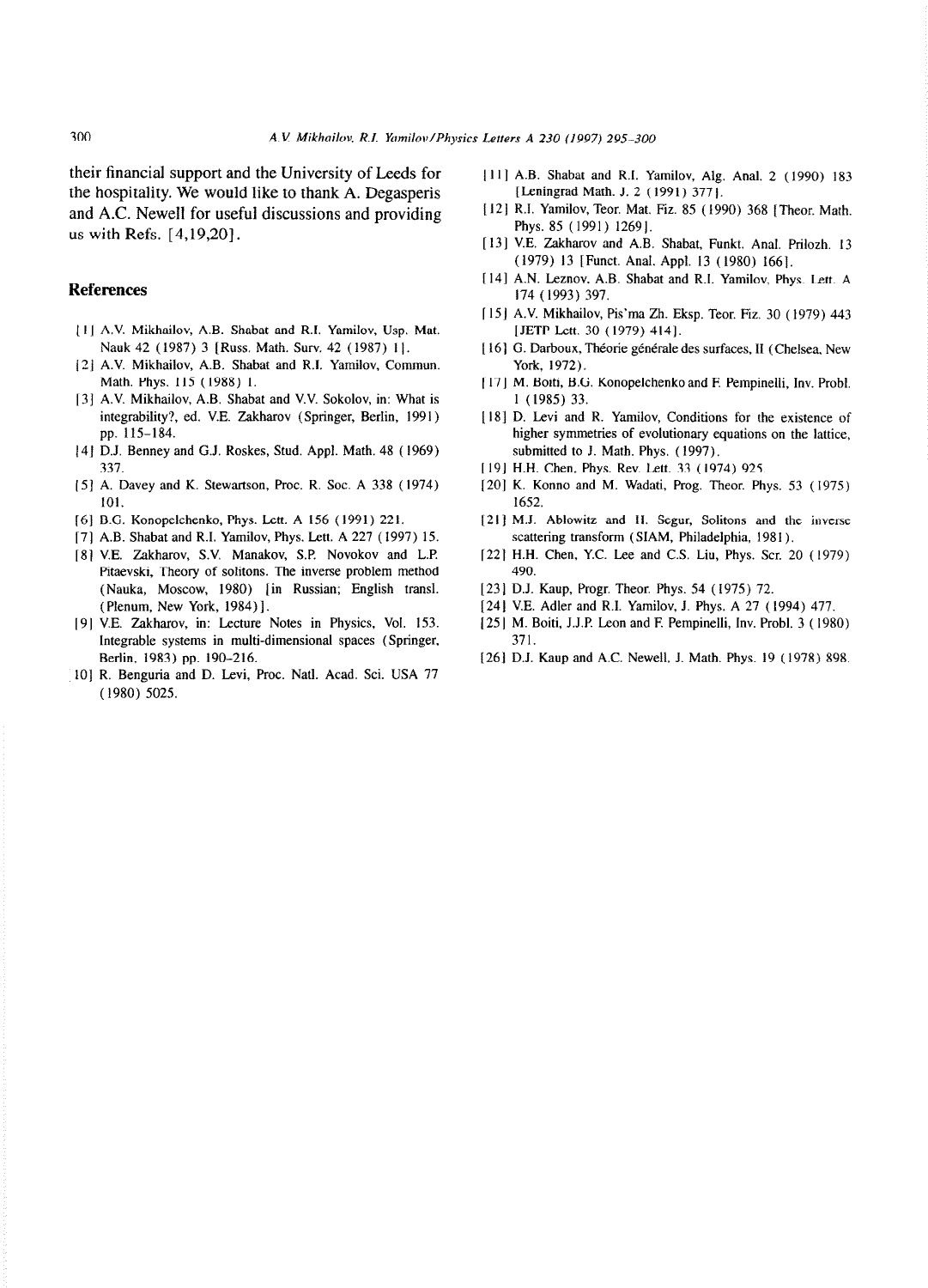their financial support and the University of Leeds for the hospitality. We would like to thank A. Degasperis and A.C. Newell for useful discussions and providing us with Refs. [4,19,20].

## References

[1] A.V. Mikhailov, A.B. Shabat and R.I. Yamilov, Usp. Mat. Nauk 42 (1987) 3 [Russ. Math. Surv. 42 (1987) 1].

[2] A.V. Mikhailov, A.B. Shabat and R.I. Yamilov, Commun. Math. Phys. 115 (1988) 1.

[3] A.V. Mikhailov, A.B. Shabat and V.V. Sokolov, in: What is integrability?, ed. V.E. Zakharov (Springer, Berlin, 1991) pp. 115–184.

[4] D.J. Benney and G.J. Roskes, Stud. Appl. Math. 48 (1969) 337.

[5] A. Davey and K. Stewartson, Proc. R. Soc. A 338 (1974) 101.

[6] B.G. Konopelchenko, Phys. Lett. A 156 (1991) 221.

[7] A.B. Shabat and R.I. Yamilov, Phys. Lett. A 227 (1997) 15.

[8] V.E. Zakharov, S.V. Manakov, S.P. Novokov and L.P. Pitaevski, Theory of solitons. The inverse problem method (Nauka, Moscow, 1980) [in Russian; English transl. (Plenum, New York, 1984)].

[9] V.E. Zakharov, in: Lecture Notes in Physics, Vol. 153. Integrable systems in multi-dimensional spaces (Springer, Berlin, 1983) pp. 190–216.

[10] R. Benguria and D. Levi, Proc. Natl. Acad. Sci. USA 77 (1980) 5025.

[11] A.B. Shabat and R.I. Yamilov, Alg. Anal. 2 (1990) 183 [Leningrad Math. J. 2 (1991) 377].

[12] R.I. Yamilov, Teor. Mat. Fiz. 85 (1990) 368 [Theor. Math. Phys. 85 (1991) 1269].

[13] V.E. Zakharov and A.B. Shabat, Funkt. Anal. Prilozh. 13 (1979) 13 [Funct. Anal. Appl. 13 (1980) 166].

[14] A.N. Leznov, A.B. Shabat and R.I. Yamilov, Phys. Lett. A 174 (1993) 397.

[15] A.V. Mikhailov, Pis'ma Zh. Eksp. Teor. Fiz. 30 (1979) 443 [JETP Lett. 30 (1979) 414].

[16] G. Darboux, Théorie générale des surfaces, II (Chelsea, New York, 1972).

[17] M. Boiti, B.G. Konopelchenko and F. Pempinelli, Inv. Probl. 1 (1985) 33.

[18] D. Levi and R. Yamilov, Conditions for the existence of higher symmetries of evolutionary equations on the lattice, submitted to J. Math. Phys. (1997).

[19] H.H. Chen, Phys. Rev. Lett. 33 (1974) 925.

[20] K. Konno and M. Wadati, Prog. Theor. Phys. 53 (1975) 1652.

[21] M.J. Ablowitz and H. Segur, Solitons and the inverse scattering transform (SIAM, Philadelphia, 1981).

[22] H.H. Chen, Y.C. Lee and C.S. Liu, Phys. Scr. 20 (1979) 490.

[23] D.J. Kaup, Progr. Theor. Phys. 54 (1975) 72.

[24] V.E. Adler and R.I. Yamilov, J. Phys. A 27 (1994) 477.

[25] M. Boiti, J.J.P. Leon and F. Pempinelli, Inv. Probl. 3 (1980) 371.

[26] D.J. Kaup and A.C. Newell, J. Math. Phys. 19 (1978) 898.